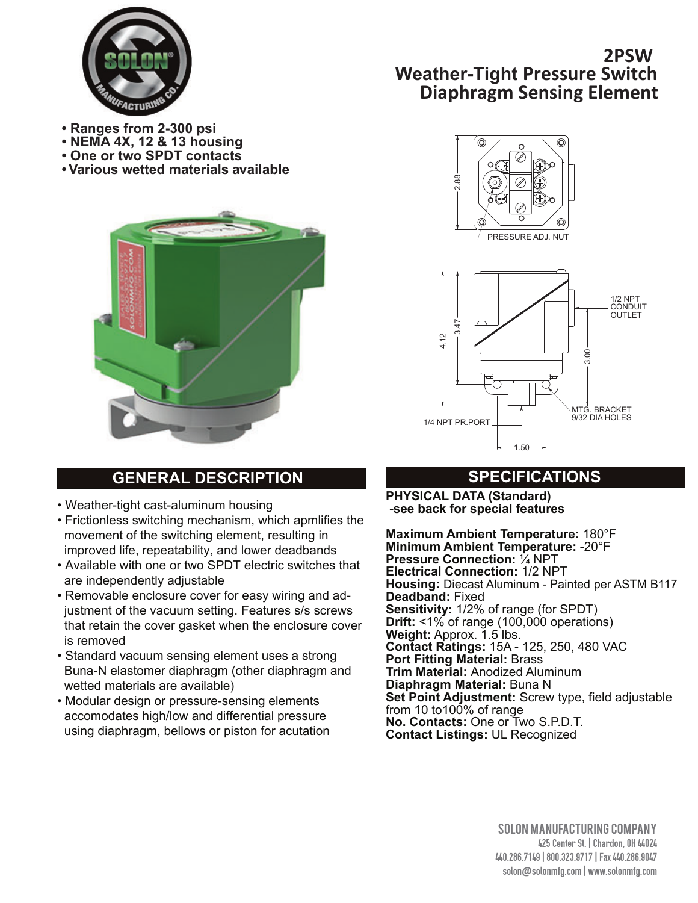# 2PSW Weather-Tight Pressure Switch Diaphragm Sensing Element

- **Ranges from 2-300 psi**
- **NEMA 4X, 12 & 13 housing**
- **One or two SPDT contacts**
- **Various wetted materials available**

2.88

PRESSURE ADJ. NUT

4.12

3.47

3.00

1/2 NPT CONDUIT OUTLET

MTG. BRACKET 9/32 DIA HOLES

1/4 NPT PR.PORT

1.50

## GENERAL DESCRIPTION

- Weather-tight cast-aluminum housing
- Frictionless switching mechanism, which apmlifies the movement of the switching element, resulting in improved life, repeatability, and lower deadbands
- Available with one or two SPDT electric switches that are independently adjustable
- Removable enclosure cover for easy wiring and adjustment of the vacuum setting. Features s/s screws that retain the cover gasket when the enclosure cover is removed
- Standard vacuum sensing element uses a strong Buna-N elastomer diaphragm (other diaphragm and wetted materials are available)
- Modular design or pressure-sensing elements accomodates high/low and differential pressure using diaphragm, bellows or piston for acutation

## SPECIFICATIONS

**PHYSICAL DATA (Standard)**
**-see back for special features**

**Maximum Ambient Temperature:** 180°F
**Minimum Ambient Temperature:** -20°F
**Pressure Connection:** ¼ NPT
**Electrical Connection:** 1/2 NPT
**Housing:** Diecast Aluminum - Painted per ASTM B117
**Deadband:** Fixed
**Sensitivity:** 1/2% of range (for SPDT)
**Drift:** <1% of range (100,000 operations)
**Weight:** Approx. 1.5 lbs.
**Contact Ratings:** 15A - 125, 250, 480 VAC
**Port Fitting Material:** Brass
**Trim Material:** Anodized Aluminum
**Diaphragm Material:** Buna N
**Set Point Adjustment:** Screw type, field adjustable from 10 to100% of range
**No. Contacts:** One or Two S.P.D.T.
**Contact Listings:** UL Recognized

SOLON MANUFACTURING COMPANY
425 Center St. | Chardon, OH 44024
440.286.7149 | 800.323.9717 | Fax 440.286.9047
solon@solonmfg.com | www.solonmfg.com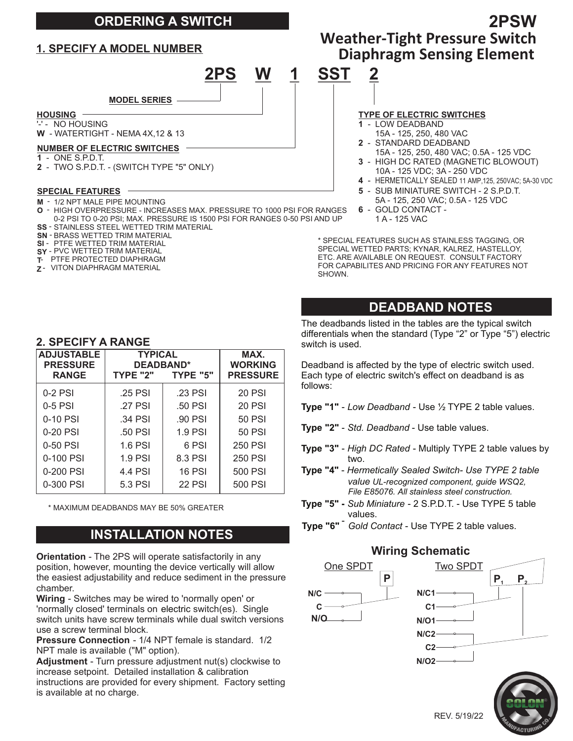# 2PSW

## Weather-Tight Pressure Switch Diaphragm Sensing Element

## ORDERING A SWITCH

### 1. SPECIFY A MODEL NUMBER

**2PS W 1 SST 2**

**MODEL SERIES**

**HOUSING**
- '-' - NO HOUSING
- **W** - WATERTIGHT - NEMA 4X,12 & 13

**NUMBER OF ELECTRIC SWITCHES**
- **1** - ONE S.P.D.T.
- **2** - TWO S.P.D.T. - (SWITCH TYPE "5" ONLY)

**SPECIAL FEATURES**
- **M** - 1/2 NPT MALE PIPE MOUNTING
- **O** - HIGH OVERPRESSURE - INCREASES MAX. PRESSURE TO 1000 PSI FOR RANGES 0-2 PSI TO 0-20 PSI; MAX. PRESSURE IS 1500 PSI FOR RANGES 0-50 PSI AND UP
- **SS** - STAINLESS STEEL WETTED TRIM MATERIAL
- **SN** - BRASS WETTED TRIM MATERIAL
- **SI** - PTFE WETTED TRIM MATERIAL
- **SY** - PVC WETTED TRIM MATERIAL
- **T** - PTFE PROTECTED DIAPHRAGM
- **Z** - VITON DIAPHRAGM MATERIAL

**TYPE OF ELECTRIC SWITCHES**
- **1** - LOW DEADBAND
  15A - 125, 250, 480 VAC
- **2** - STANDARD DEADBAND
  15A - 125, 250, 480 VAC; 0.5A - 125 VDC
- **3** - HIGH DC RATED (MAGNETIC BLOWOUT)
  10A - 125 VDC; 3A - 250 VDC
- **4** - HERMETICALLY SEALED 11 AMP,125, 250VAC; 5A-30 VDC
- **5** - SUB MINIATURE SWITCH - 2 S.P.D.T.
  5A - 125, 250 VAC; 0.5A - 125 VDC
- **6** - GOLD CONTACT -
  1 A - 125 VAC

* SPECIAL FEATURES SUCH AS STAINLESS TAGGING, OR SPECIAL WETTED PARTS; KYNAR, KALREZ, HASTELLOY, ETC. ARE AVAILABLE ON REQUEST. CONSULT FACTORY FOR CAPABILITES AND PRICING FOR ANY FEATURES NOT SHOWN.

### 2. SPECIFY A RANGE

| ADJUSTABLE PRESSURE RANGE | TYPICAL DEADBAND* | | MAX. WORKING PRESSURE |
|---|---|---|---|
| | TYPE "2" | TYPE "5" | |
| 0-2 PSI | .25 PSI | .23 PSI | 20 PSI |
| 0-5 PSI | .27 PSI | .50 PSI | 20 PSI |
| 0-10 PSI | .34 PSI | .90 PSI | 50 PSI |
| 0-20 PSI | .50 PSI | 1.9 PSI | 50 PSI |
| 0-50 PSI | 1.6 PSI | 6 PSI | 250 PSI |
| 0-100 PSI | 1.9 PSI | 8.3 PSI | 250 PSI |
| 0-200 PSI | 4.4 PSI | 16 PSI | 500 PSI |
| 0-300 PSI | 5.3 PSI | 22 PSI | 500 PSI |

* MAXIMUM DEADBANDS MAY BE 50% GREATER

## DEADBAND NOTES

The deadbands listed in the tables are the typical switch differentials when the standard (Type "2" or Type "5") electric switch is used.

Deadband is affected by the type of electric switch used. Each type of electric switch's effect on deadband is as follows:

**Type "1"** - *Low Deadband* - Use ½ TYPE 2 table values.

**Type "2"** - *Std. Deadband* - Use table values.

**Type "3"** - *High DC Rated* - Multiply TYPE 2 table values by two.

**Type "4"** - *Hermetically Sealed Switch- Use TYPE 2 table value UL-recognized component, guide WSQ2, File E85076. All stainless steel construction.*

**Type "5" -** *Sub Miniature* - 2 S.P.D.T. - Use TYPE 5 table values.

**Type "6"** - *Gold Contact* - Use TYPE 2 table values.

## INSTALLATION NOTES

**Orientation** - The 2PS will operate satisfactorily in any position, however, mounting the device vertically will allow the easiest adjustability and reduce sediment in the pressure chamber.

**Wiring** - Switches may be wired to 'normally open' or 'normally closed' terminals on electric switch(es). Single switch units have screw terminals while dual switch versions use a screw terminal block.

**Pressure Connection** - 1/4 NPT female is standard. 1/2 NPT male is available ("M" option).

**Adjustment** - Turn pressure adjustment nut(s) clockwise to increase setpoint. Detailed installation & calibration instructions are provided for every shipment. Factory setting is available at no charge.

### Wiring Schematic

One SPDT

P

N/C

C

N/O

Two SPDT

$P_1$ $P_2$

N/C1

C1

N/O1

N/C2

C2

N/O2

REV. 5/19/22